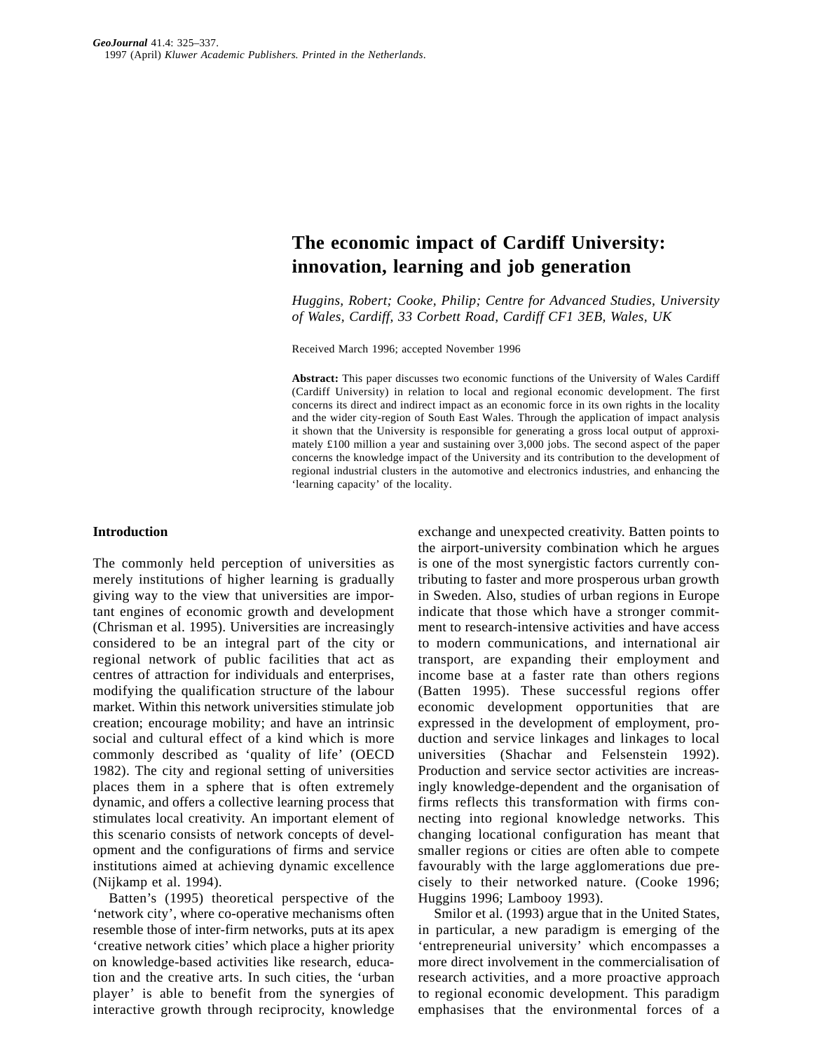# The economic impact of Cardiff University: innovation, learning and job generation

*Huggins, Robert; Cooke, Philip; Centre for Advanced Studies, University of Wales, Cardiff, 33 Corbett Road, Cardiff CF1 3EB, Wales, UK*

Received March 1996; accepted November 1996

**Abstract:** This paper discusses two economic functions of the University of Wales Cardiff (Cardiff University) in relation to local and regional economic development. The first concerns its direct and indirect impact as an economic force in its own rights in the locality and the wider city-region of South East Wales. Through the application of impact analysis it shown that the University is responsible for generating a gross local output of approximately £100 million a year and sustaining over 3,000 jobs. The second aspect of the paper concerns the knowledge impact of the University and its contribution to the development of regional industrial clusters in the automotive and electronics industries, and enhancing the 'learning capacity' of the locality.

## Introduction

The commonly held perception of universities as merely institutions of higher learning is gradually giving way to the view that universities are important engines of economic growth and development (Chrisman et al. 1995). Universities are increasingly considered to be an integral part of the city or regional network of public facilities that act as centres of attraction for individuals and enterprises, modifying the qualification structure of the labour market. Within this network universities stimulate job creation; encourage mobility; and have an intrinsic social and cultural effect of a kind which is more commonly described as 'quality of life' (OECD 1982). The city and regional setting of universities places them in a sphere that is often extremely dynamic, and offers a collective learning process that stimulates local creativity. An important element of this scenario consists of network concepts of development and the configurations of firms and service institutions aimed at achieving dynamic excellence (Nijkamp et al. 1994).

Batten's (1995) theoretical perspective of the 'network city', where co-operative mechanisms often resemble those of inter-firm networks, puts at its apex 'creative network cities' which place a higher priority on knowledge-based activities like research, education and the creative arts. In such cities, the 'urban player' is able to benefit from the synergies of interactive growth through reciprocity, knowledge exchange and unexpected creativity. Batten points to the airport-university combination which he argues is one of the most synergistic factors currently contributing to faster and more prosperous urban growth in Sweden. Also, studies of urban regions in Europe indicate that those which have a stronger commitment to research-intensive activities and have access to modern communications, and international air transport, are expanding their employment and income base at a faster rate than others regions (Batten 1995). These successful regions offer economic development opportunities that are expressed in the development of employment, production and service linkages and linkages to local universities (Shachar and Felsenstein 1992). Production and service sector activities are increasingly knowledge-dependent and the organisation of firms reflects this transformation with firms connecting into regional knowledge networks. This changing locational configuration has meant that smaller regions or cities are often able to compete favourably with the large agglomerations due precisely to their networked nature. (Cooke 1996; Huggins 1996; Lambooy 1993).

Smilor et al. (1993) argue that in the United States, in particular, a new paradigm is emerging of the 'entrepreneurial university' which encompasses a more direct involvement in the commercialisation of research activities, and a more proactive approach to regional economic development. This paradigm emphasises that the environmental forces of a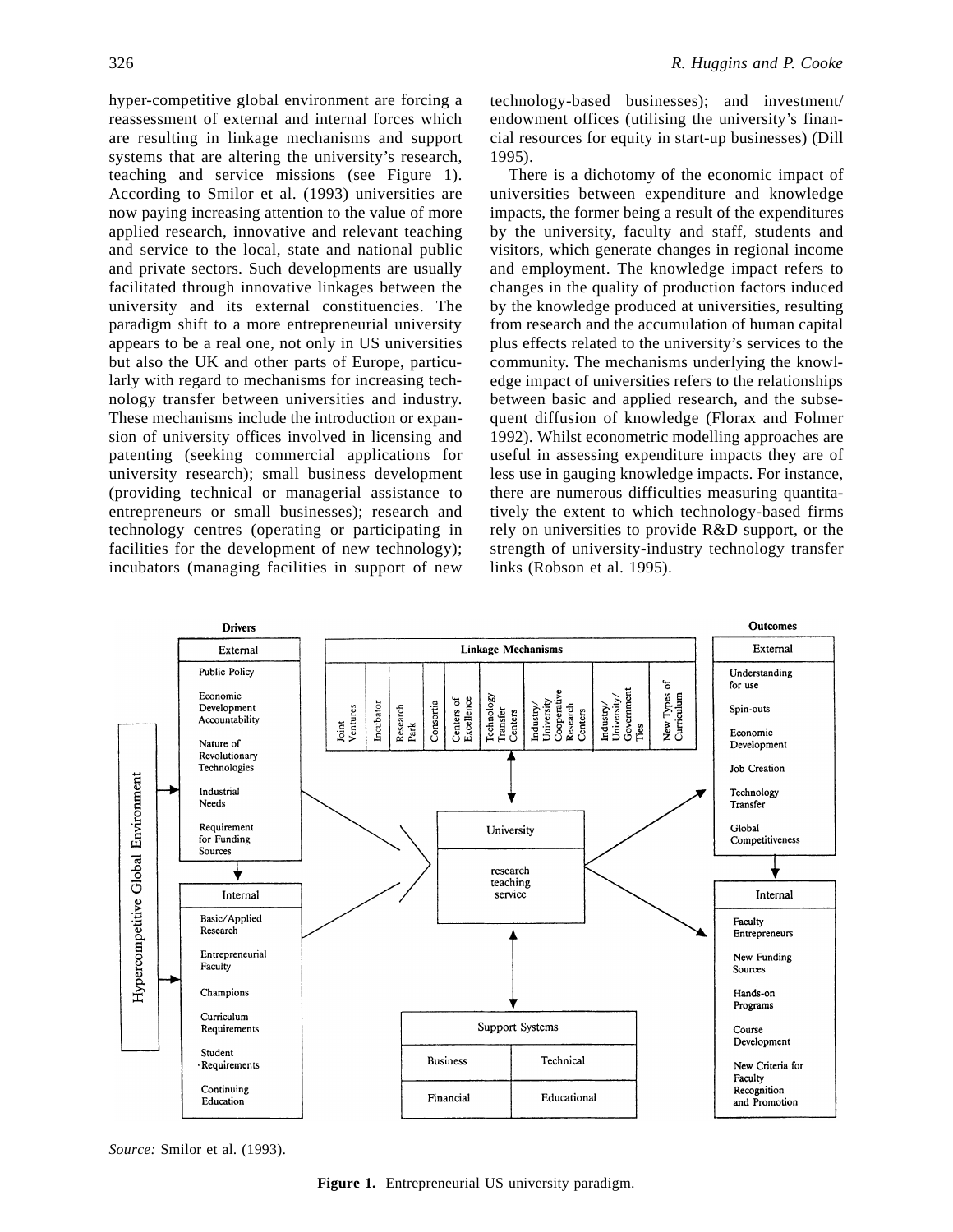hyper-competitive global environment are forcing a reassessment of external and internal forces which are resulting in linkage mechanisms and support systems that are altering the university's research, teaching and service missions (see Figure 1). According to Smilor et al. (1993) universities are now paying increasing attention to the value of more applied research, innovative and relevant teaching and service to the local, state and national public and private sectors. Such developments are usually facilitated through innovative linkages between the university and its external constituencies. The paradigm shift to a more entrepreneurial university appears to be a real one, not only in US universities but also the UK and other parts of Europe, particularly with regard to mechanisms for increasing technology transfer between universities and industry. These mechanisms include the introduction or expansion of university offices involved in licensing and patenting (seeking commercial applications for university research); small business development (providing technical or managerial assistance to entrepreneurs or small businesses); research and technology centres (operating or participating in facilities for the development of new technology); incubators (managing facilities in support of new technology-based businesses); and investment/endowment offices (utilising the university's financial resources for equity in start-up businesses) (Dill 1995).

There is a dichotomy of the economic impact of universities between expenditure and knowledge impacts, the former being a result of the expenditures by the university, faculty and staff, students and visitors, which generate changes in regional income and employment. The knowledge impact refers to changes in the quality of production factors induced by the knowledge produced at universities, resulting from research and the accumulation of human capital plus effects related to the university's services to the community. The mechanisms underlying the knowledge impact of universities refers to the relationships between basic and applied research, and the subsequent diffusion of knowledge (Florax and Folmer 1992). Whilst econometric modelling approaches are useful in assessing expenditure impacts they are of less use in gauging knowledge impacts. For instance, there are numerous difficulties measuring quantitatively the extent to which technology-based firms rely on universities to provide R&D support, or the strength of university-industry technology transfer links (Robson et al. 1995).

*Source:* Smilor et al. (1993).

**Figure 1.** Entrepreneurial US university paradigm.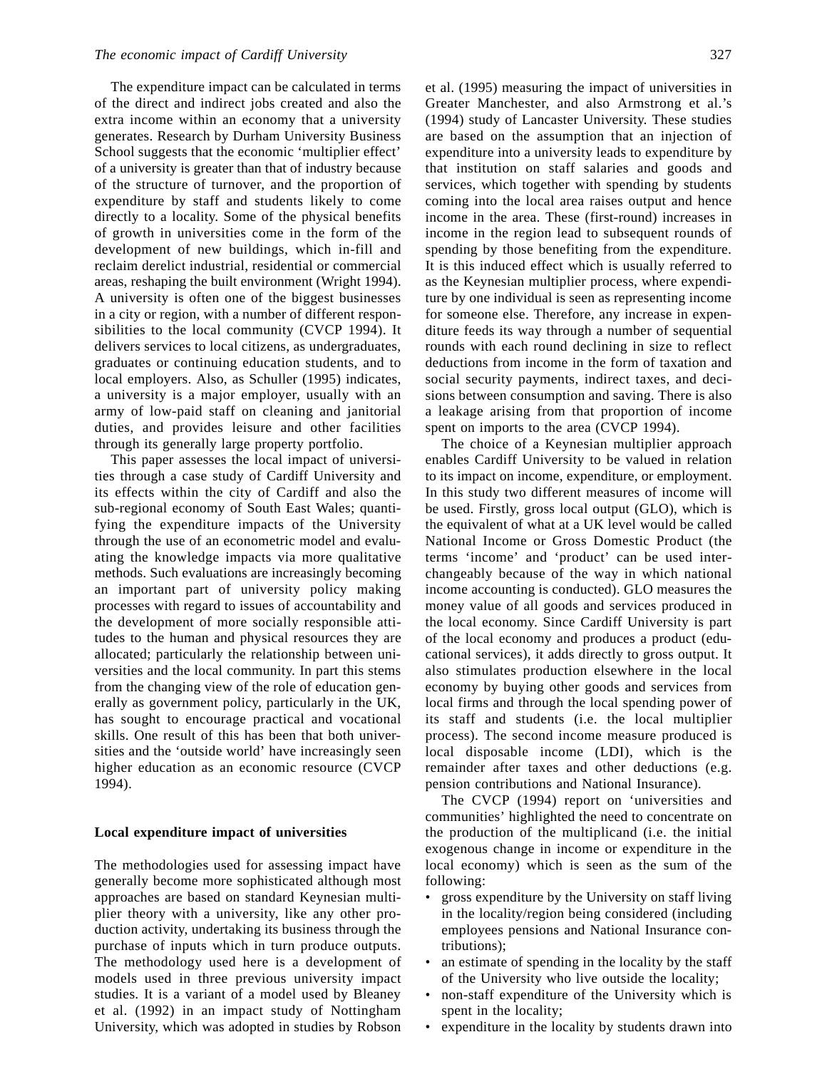The expenditure impact can be calculated in terms of the direct and indirect jobs created and also the extra income within an economy that a university generates. Research by Durham University Business School suggests that the economic 'multiplier effect' of a university is greater than that of industry because of the structure of turnover, and the proportion of expenditure by staff and students likely to come directly to a locality. Some of the physical benefits of growth in universities come in the form of the development of new buildings, which in-fill and reclaim derelict industrial, residential or commercial areas, reshaping the built environment (Wright 1994). A university is often one of the biggest businesses in a city or region, with a number of different responsibilities to the local community (CVCP 1994). It delivers services to local citizens, as undergraduates, graduates or continuing education students, and to local employers. Also, as Schuller (1995) indicates, a university is a major employer, usually with an army of low-paid staff on cleaning and janitorial duties, and provides leisure and other facilities through its generally large property portfolio.

This paper assesses the local impact of universities through a case study of Cardiff University and its effects within the city of Cardiff and also the sub-regional economy of South East Wales; quantifying the expenditure impacts of the University through the use of an econometric model and evaluating the knowledge impacts via more qualitative methods. Such evaluations are increasingly becoming an important part of university policy making processes with regard to issues of accountability and the development of more socially responsible attitudes to the human and physical resources they are allocated; particularly the relationship between universities and the local community. In part this stems from the changing view of the role of education generally as government policy, particularly in the UK, has sought to encourage practical and vocational skills. One result of this has been that both universities and the 'outside world' have increasingly seen higher education as an economic resource (CVCP 1994).

## Local expenditure impact of universities

The methodologies used for assessing impact have generally become more sophisticated although most approaches are based on standard Keynesian multiplier theory with a university, like any other production activity, undertaking its business through the purchase of inputs which in turn produce outputs. The methodology used here is a development of models used in three previous university impact studies. It is a variant of a model used by Bleaney et al. (1992) in an impact study of Nottingham University, which was adopted in studies by Robson et al. (1995) measuring the impact of universities in Greater Manchester, and also Armstrong et al.'s (1994) study of Lancaster University. These studies are based on the assumption that an injection of expenditure into a university leads to expenditure by that institution on staff salaries and goods and services, which together with spending by students coming into the local area raises output and hence income in the area. These (first-round) increases in income in the region lead to subsequent rounds of spending by those benefiting from the expenditure. It is this induced effect which is usually referred to as the Keynesian multiplier process, where expenditure by one individual is seen as representing income for someone else. Therefore, any increase in expenditure feeds its way through a number of sequential rounds with each round declining in size to reflect deductions from income in the form of taxation and social security payments, indirect taxes, and decisions between consumption and saving. There is also a leakage arising from that proportion of income spent on imports to the area (CVCP 1994).

The choice of a Keynesian multiplier approach enables Cardiff University to be valued in relation to its impact on income, expenditure, or employment. In this study two different measures of income will be used. Firstly, gross local output (GLO), which is the equivalent of what at a UK level would be called National Income or Gross Domestic Product (the terms 'income' and 'product' can be used interchangeably because of the way in which national income accounting is conducted). GLO measures the money value of all goods and services produced in the local economy. Since Cardiff University is part of the local economy and produces a product (educational services), it adds directly to gross output. It also stimulates production elsewhere in the local economy by buying other goods and services from local firms and through the local spending power of its staff and students (i.e. the local multiplier process). The second income measure produced is local disposable income (LDI), which is the remainder after taxes and other deductions (e.g. pension contributions and National Insurance).

The CVCP (1994) report on 'universities and communities' highlighted the need to concentrate on the production of the multiplicand (i.e. the initial exogenous change in income or expenditure in the local economy) which is seen as the sum of the following:

- gross expenditure by the University on staff living in the locality/region being considered (including employees pensions and National Insurance contributions);
- an estimate of spending in the locality by the staff of the University who live outside the locality;
- non-staff expenditure of the University which is spent in the locality;
- expenditure in the locality by students drawn into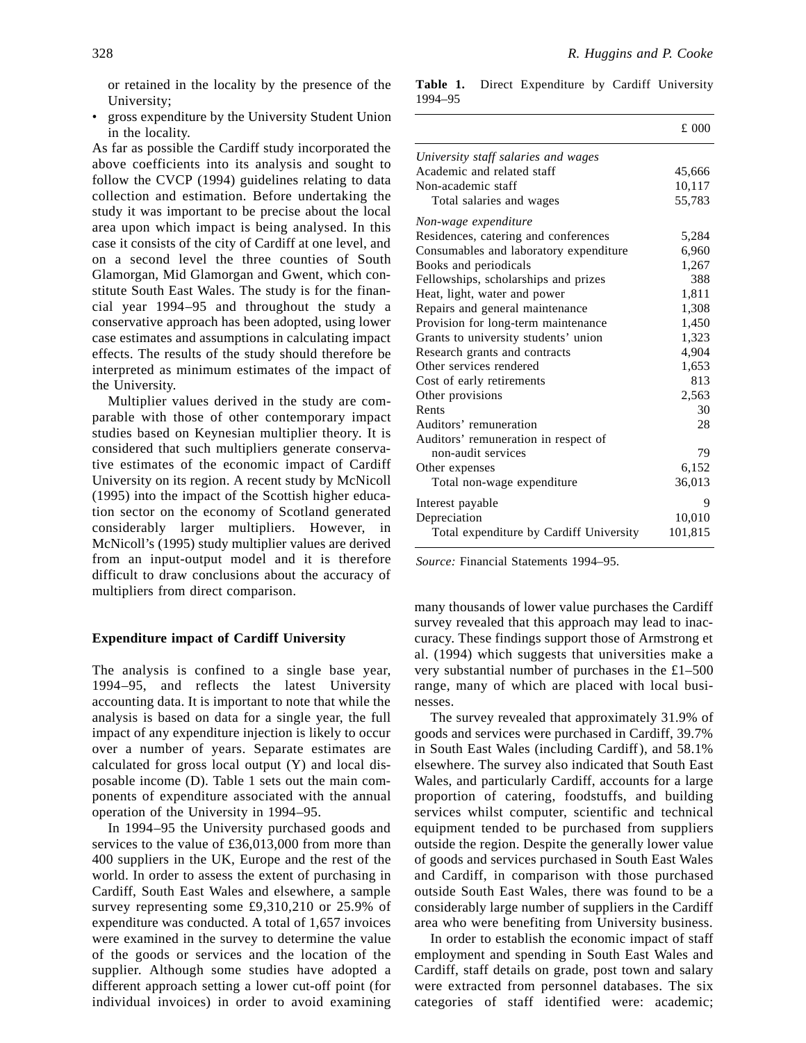or retained in the locality by the presence of the University;

- gross expenditure by the University Student Union in the locality.

As far as possible the Cardiff study incorporated the above coefficients into its analysis and sought to follow the CVCP (1994) guidelines relating to data collection and estimation. Before undertaking the study it was important to be precise about the local area upon which impact is being analysed. In this case it consists of the city of Cardiff at one level, and on a second level the three counties of South Glamorgan, Mid Glamorgan and Gwent, which constitute South East Wales. The study is for the financial year 1994–95 and throughout the study a conservative approach has been adopted, using lower case estimates and assumptions in calculating impact effects. The results of the study should therefore be interpreted as minimum estimates of the impact of the University.

Multiplier values derived in the study are comparable with those of other contemporary impact studies based on Keynesian multiplier theory. It is considered that such multipliers generate conservative estimates of the economic impact of Cardiff University on its region. A recent study by McNicoll (1995) into the impact of the Scottish higher education sector on the economy of Scotland generated considerably larger multipliers. However, in McNicoll's (1995) study multiplier values are derived from an input-output model and it is therefore difficult to draw conclusions about the accuracy of multipliers from direct comparison.

**Table 1.** Direct Expenditure by Cardiff University 1994–95

| | £ 000 |
|---|---|
| *University staff salaries and wages* | |
| Academic and related staff | 45,666 |
| Non-academic staff | 10,117 |
| Total salaries and wages | 55,783 |
| *Non-wage expenditure* | |
| Residences, catering and conferences | 5,284 |
| Consumables and laboratory expenditure | 6,960 |
| Books and periodicals | 1,267 |
| Fellowships, scholarships and prizes | 388 |
| Heat, light, water and power | 1,811 |
| Repairs and general maintenance | 1,308 |
| Provision for long-term maintenance | 1,450 |
| Grants to university students' union | 1,323 |
| Research grants and contracts | 4,904 |
| Other services rendered | 1,653 |
| Cost of early retirements | 813 |
| Other provisions | 2,563 |
| Rents | 30 |
| Auditors' remuneration | 28 |
| Auditors' remuneration in respect of non-audit services | 79 |
| Other expenses | 6,152 |
| Total non-wage expenditure | 36,013 |
| Interest payable | 9 |
| Depreciation | 10,010 |
| Total expenditure by Cardiff University | 101,815 |

*Source:* Financial Statements 1994–95.

## Expenditure impact of Cardiff University

The analysis is confined to a single base year, 1994–95, and reflects the latest University accounting data. It is important to note that while the analysis is based on data for a single year, the full impact of any expenditure injection is likely to occur over a number of years. Separate estimates are calculated for gross local output (Y) and local disposable income (D). Table 1 sets out the main components of expenditure associated with the annual operation of the University in 1994–95.

In 1994–95 the University purchased goods and services to the value of £36,013,000 from more than 400 suppliers in the UK, Europe and the rest of the world. In order to assess the extent of purchasing in Cardiff, South East Wales and elsewhere, a sample survey representing some £9,310,210 or 25.9% of expenditure was conducted. A total of 1,657 invoices were examined in the survey to determine the value of the goods or services and the location of the supplier. Although some studies have adopted a different approach setting a lower cut-off point (for individual invoices) in order to avoid examining many thousands of lower value purchases the Cardiff survey revealed that this approach may lead to inaccuracy. These findings support those of Armstrong et al. (1994) which suggests that universities make a very substantial number of purchases in the £1–500 range, many of which are placed with local businesses.

The survey revealed that approximately 31.9% of goods and services were purchased in Cardiff, 39.7% in South East Wales (including Cardiff), and 58.1% elsewhere. The survey also indicated that South East Wales, and particularly Cardiff, accounts for a large proportion of catering, foodstuffs, and building services whilst computer, scientific and technical equipment tended to be purchased from suppliers outside the region. Despite the generally lower value of goods and services purchased in South East Wales and Cardiff, in comparison with those purchased outside South East Wales, there was found to be a considerably large number of suppliers in the Cardiff area who were benefiting from University business.

In order to establish the economic impact of staff employment and spending in South East Wales and Cardiff, staff details on grade, post town and salary were extracted from personnel databases. The six categories of staff identified were: academic;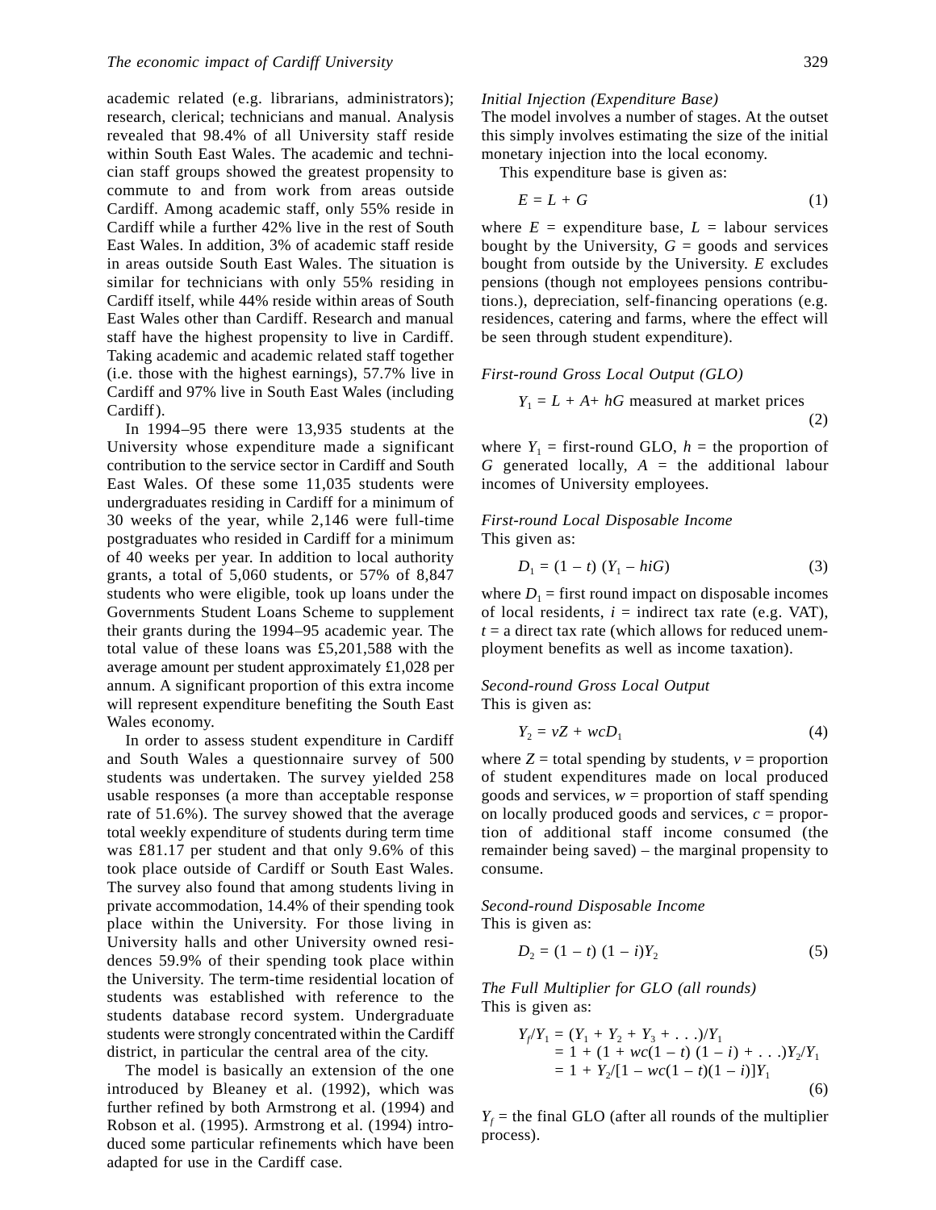academic related (e.g. librarians, administrators); research, clerical; technicians and manual. Analysis revealed that 98.4% of all University staff reside within South East Wales. The academic and technician staff groups showed the greatest propensity to commute to and from work from areas outside Cardiff. Among academic staff, only 55% reside in Cardiff while a further 42% live in the rest of South East Wales. In addition, 3% of academic staff reside in areas outside South East Wales. The situation is similar for technicians with only 55% residing in Cardiff itself, while 44% reside within areas of South East Wales other than Cardiff. Research and manual staff have the highest propensity to live in Cardiff. Taking academic and academic related staff together (i.e. those with the highest earnings), 57.7% live in Cardiff and 97% live in South East Wales (including Cardiff).

In 1994–95 there were 13,935 students at the University whose expenditure made a significant contribution to the service sector in Cardiff and South East Wales. Of these some 11,035 students were undergraduates residing in Cardiff for a minimum of 30 weeks of the year, while 2,146 were full-time postgraduates who resided in Cardiff for a minimum of 40 weeks per year. In addition to local authority grants, a total of 5,060 students, or 57% of 8,847 students who were eligible, took up loans under the Governments Student Loans Scheme to supplement their grants during the 1994–95 academic year. The total value of these loans was £5,201,588 with the average amount per student approximately £1,028 per annum. A significant proportion of this extra income will represent expenditure benefiting the South East Wales economy.

In order to assess student expenditure in Cardiff and South Wales a questionnaire survey of 500 students was undertaken. The survey yielded 258 usable responses (a more than acceptable response rate of 51.6%). The survey showed that the average total weekly expenditure of students during term time was £81.17 per student and that only 9.6% of this took place outside of Cardiff or South East Wales. The survey also found that among students living in private accommodation, 14.4% of their spending took place within the University. For those living in University halls and other University owned residences 59.9% of their spending took place within the University. The term-time residential location of students was established with reference to the students database record system. Undergraduate students were strongly concentrated within the Cardiff district, in particular the central area of the city.

The model is basically an extension of the one introduced by Bleaney et al. (1992), which was further refined by both Armstrong et al. (1994) and Robson et al. (1995). Armstrong et al. (1994) introduced some particular refinements which have been adapted for use in the Cardiff case.

*Initial Injection (Expenditure Base)*

The model involves a number of stages. At the outset this simply involves estimating the size of the initial monetary injection into the local economy.

This expenditure base is given as:

$$E = L + G \tag{1}$$

where $E$ = expenditure base, $L$ = labour services bought by the University, $G$ = goods and services bought from outside by the University. $E$ excludes pensions (though not employees pensions contributions.), depreciation, self-financing operations (e.g. residences, catering and farms, where the effect will be seen through student expenditure).

*First-round Gross Local Output (GLO)*

$$Y_1 = L + A + hG \text{ measured at market prices} \tag{2}$$

where $Y_1$ = first-round GLO, $h$ = the proportion of $G$ generated locally, $A$ = the additional labour incomes of University employees.

*First-round Local Disposable Income*

This given as:

$$D_1 = (1 - t)\,(Y_1 - hiG) \tag{3}$$

where $D_1$ = first round impact on disposable incomes of local residents, $i$ = indirect tax rate (e.g. VAT), $t$ = a direct tax rate (which allows for reduced unemployment benefits as well as income taxation).

*Second-round Gross Local Output*

This is given as:

$$Y_2 = vZ + wcD_1 \tag{4}$$

where $Z$ = total spending by students, $v$ = proportion of student expenditures made on local produced goods and services, $w$ = proportion of staff spending on locally produced goods and services, $c$ = proportion of additional staff income consumed (the remainder being saved) – the marginal propensity to consume.

*Second-round Disposable Income*

This is given as:

$$D_2 = (1 - t)\,(1 - i)Y_2 \tag{5}$$

*The Full Multiplier for GLO (all rounds)*

This is given as:

$$\begin{aligned} Y_f/Y_1 &= (Y_1 + Y_2 + Y_3 + \ldots)/Y_1 \\ &= 1 + (1 + wc(1 - t)\,(1 - i) + \ldots)Y_2/Y_1 \\ &= 1 + Y_2/[1 - wc(1 - t)(1 - i)]Y_1 \end{aligned} \tag{6}$$

$Y_f$ = the final GLO (after all rounds of the multiplier process).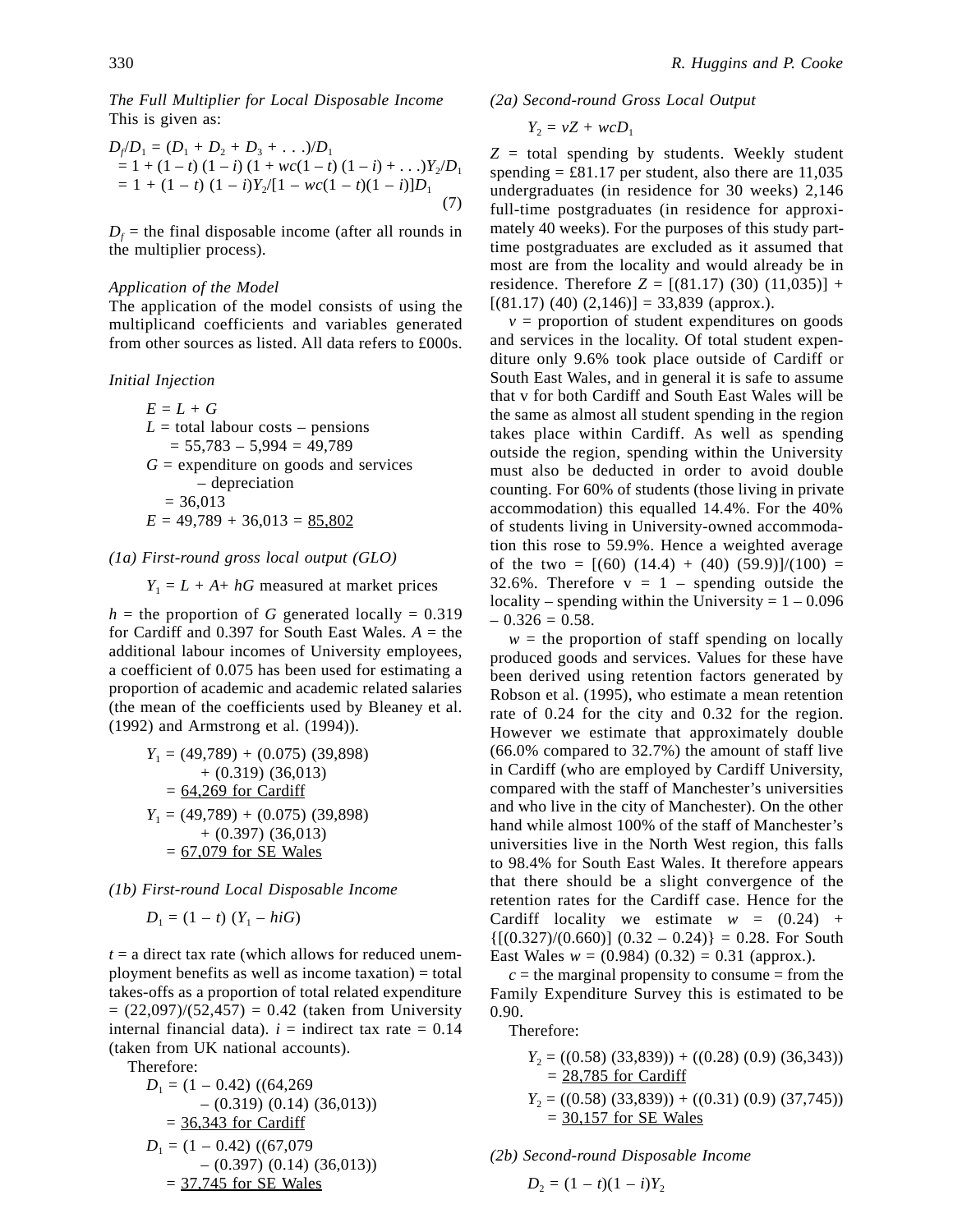*The Full Multiplier for Local Disposable Income*
This is given as:

$$
\begin{aligned}
D_f/D_1 &= (D_1 + D_2 + D_3 + \ldots)/D_1 \\
&= 1 + (1 - t)(1 - i)(1 + wc(1 - t)(1 - i) + \ldots)Y_2/D_1 \\
&= 1 + (1 - t)(1 - i)Y_2/[1 - wc(1 - t)(1 - i)]D_1 \qquad (7)
\end{aligned}
$$

$D_f$ = the final disposable income (after all rounds in the multiplier process).

*Application of the Model*
The application of the model consists of using the multiplicand coefficients and variables generated from other sources as listed. All data refers to £000s.

*Initial Injection*

$E = L + G$
$L$ = total labour costs – pensions
 = 55,783 – 5,994 = 49,789
$G$ = expenditure on goods and services – depreciation
 = 36,013
$E$ = 49,789 + 36,013 = 85,802

*(1a) First-round gross local output (GLO)*

$Y_1 = L + A + hG$ measured at market prices

$h$ = the proportion of $G$ generated locally = 0.319 for Cardiff and 0.397 for South East Wales. $A$ = the additional labour incomes of University employees, a coefficient of 0.075 has been used for estimating a proportion of academic and academic related salaries (the mean of the coefficients used by Bleaney et al. (1992) and Armstrong et al. (1994)).

$Y_1$ = (49,789) + (0.075) (39,898) + (0.319) (36,013)
 = 64,269 for Cardiff

$Y_1$ = (49,789) + (0.075) (39,898) + (0.397) (36,013)
 = 67,079 for SE Wales

*(1b) First-round Local Disposable Income*

$D_1 = (1 - t)(Y_1 - hiG)$

$t$ = a direct tax rate (which allows for reduced unemployment benefits as well as income taxation) = total takes-offs as a proportion of total related expenditure = (22,097)/(52,457) = 0.42 (taken from University internal financial data). $i$ = indirect tax rate = 0.14 (taken from UK national accounts).

Therefore:

$D_1$ = (1 – 0.42) ((64,269 – (0.319) (0.14) (36,013))
 = 36,343 for Cardiff

$D_1$ = (1 – 0.42) ((67,079 – (0.397) (0.14) (36,013))
 = 37,745 for SE Wales

*(2a) Second-round Gross Local Output*

$Y_2 = vZ + wcD_1$

$Z$ = total spending by students. Weekly student spending = £81.17 per student, also there are 11,035 undergraduates (in residence for 30 weeks) 2,146 full-time postgraduates (in residence for approximately 40 weeks). For the purposes of this study part-time postgraduates are excluded as it assumed that most are from the locality and would already be in residence. Therefore $Z$ = [(81.17) (30) (11,035)] + [(81.17) (40) (2,146)] = 33,839 (approx.).

$v$ = proportion of student expenditures on goods and services in the locality. Of total student expenditure only 9.6% took place outside of Cardiff or South East Wales, and in general it is safe to assume that v for both Cardiff and South East Wales will be the same as almost all student spending in the region takes place within Cardiff. As well as spending outside the region, spending within the University must also be deducted in order to avoid double counting. For 60% of students (those living in private accommodation) this equalled 14.4%. For the 40% of students living in University-owned accommodation this rose to 59.9%. Hence a weighted average of the two = [(60) (14.4) + (40) (59.9)]/(100) = 32.6%. Therefore v = 1 – spending outside the locality – spending within the University = 1 – 0.096 – 0.326 = 0.58.

$w$ = the proportion of staff spending on locally produced goods and services. Values for these have been derived using retention factors generated by Robson et al. (1995), who estimate a mean retention rate of 0.24 for the city and 0.32 for the region. However we estimate that approximately double (66.0% compared to 32.7%) the amount of staff live in Cardiff (who are employed by Cardiff University, compared with the staff of Manchester's universities and who live in the city of Manchester). On the other hand while almost 100% of the staff of Manchester's universities live in the North West region, this falls to 98.4% for South East Wales. It therefore appears that there should be a slight convergence of the retention rates for the Cardiff case. Hence for the Cardiff locality we estimate $w$ = (0.24) + {[(0.327)/(0.660)] (0.32 – 0.24)} = 0.28. For South East Wales $w$ = (0.984) (0.32) = 0.31 (approx.).

$c$ = the marginal propensity to consume = from the Family Expenditure Survey this is estimated to be 0.90.

Therefore:

$Y_2$ = ((0.58) (33,839)) + ((0.28) (0.9) (36,343))
 = 28,785 for Cardiff

$Y_2$ = ((0.58) (33,839)) + ((0.31) (0.9) (37,745))
 = 30,157 for SE Wales

*(2b) Second-round Disposable Income*

$D_2 = (1 - t)(1 - i)Y_2$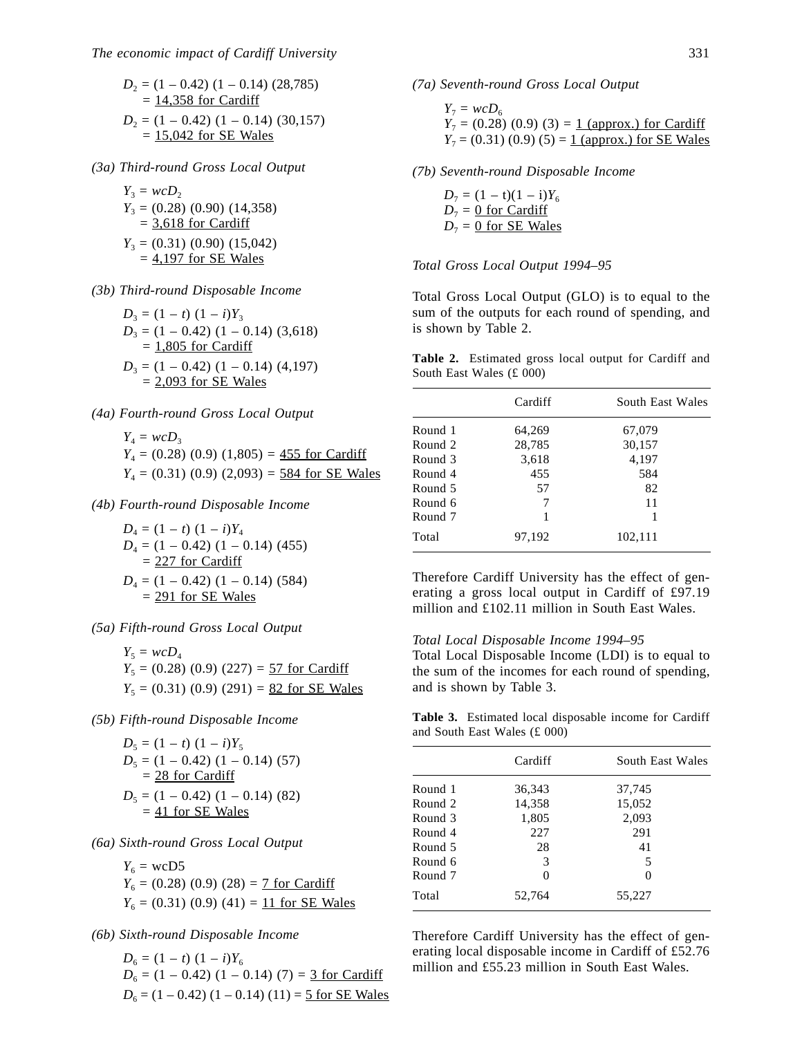$D_2 = (1 - 0.42)\,(1 - 0.14)\,(28{,}785)$
$= \underline{14{,}358 \text{ for Cardiff}}$

$D_2 = (1 - 0.42)\,(1 - 0.14)\,(30{,}157)$
$= \underline{15{,}042 \text{ for SE Wales}}$

*(3a) Third-round Gross Local Output*

$Y_3 = wcD_2$
$Y_3 = (0.28)\,(0.90)\,(14{,}358)$
$= \underline{3{,}618 \text{ for Cardiff}}$

$Y_3 = (0.31)\,(0.90)\,(15{,}042)$
$= \underline{4{,}197 \text{ for SE Wales}}$

*(3b) Third-round Disposable Income*

$D_3 = (1 - t)\,(1 - i)Y_3$
$D_3 = (1 - 0.42)\,(1 - 0.14)\,(3{,}618)$
$= \underline{1{,}805 \text{ for Cardiff}}$

$D_3 = (1 - 0.42)\,(1 - 0.14)\,(4{,}197)$
$= \underline{2{,}093 \text{ for SE Wales}}$

*(4a) Fourth-round Gross Local Output*

$Y_4 = wcD_3$
$Y_4 = (0.28)\,(0.9)\,(1{,}805) = \underline{455 \text{ for Cardiff}}$
$Y_4 = (0.31)\,(0.9)\,(2{,}093) = \underline{584 \text{ for SE Wales}}$

*(4b) Fourth-round Disposable Income*

$D_4 = (1 - t)\,(1 - i)Y_4$
$D_4 = (1 - 0.42)\,(1 - 0.14)\,(455)$
$= \underline{227 \text{ for Cardiff}}$

$D_4 = (1 - 0.42)\,(1 - 0.14)\,(584)$
$= \underline{291 \text{ for SE Wales}}$

*(5a) Fifth-round Gross Local Output*

$Y_5 = wcD_4$
$Y_5 = (0.28)\,(0.9)\,(227) = \underline{57 \text{ for Cardiff}}$
$Y_5 = (0.31)\,(0.9)\,(291) = \underline{82 \text{ for SE Wales}}$

*(5b) Fifth-round Disposable Income*

$D_5 = (1 - t)\,(1 - i)Y_5$
$D_5 = (1 - 0.42)\,(1 - 0.14)\,(57)$
$= \underline{28 \text{ for Cardiff}}$

$D_5 = (1 - 0.42)\,(1 - 0.14)\,(82)$
$= \underline{41 \text{ for SE Wales}}$

*(6a) Sixth-round Gross Local Output*

$Y_6 = \text{wcD5}$
$Y_6 = (0.28)\,(0.9)\,(28) = \underline{7 \text{ for Cardiff}}$
$Y_6 = (0.31)\,(0.9)\,(41) = \underline{11 \text{ for SE Wales}}$

*(6b) Sixth-round Disposable Income*

$D_6 = (1 - t)\,(1 - i)Y_6$
$D_6 = (1 - 0.42)\,(1 - 0.14)\,(7) = \underline{3 \text{ for Cardiff}}$
$D_6 = (1 - 0.42)\,(1 - 0.14)\,(11) = \underline{5 \text{ for SE Wales}}$

*(7a) Seventh-round Gross Local Output*

$Y_7 = wcD_6$
$Y_7 = (0.28)\,(0.9)\,(3) = \underline{1 \text{ (approx.) for Cardiff}}$
$Y_7 = (0.31)\,(0.9)\,(5) = \underline{1 \text{ (approx.) for SE Wales}}$

*(7b) Seventh-round Disposable Income*

$D_7 = (1 - \text{t})(1 - \text{i})Y_6$
$D_7 = \underline{0 \text{ for Cardiff}}$
$D_7 = \underline{0 \text{ for SE Wales}}$

*Total Gross Local Output 1994–95*

Total Gross Local Output (GLO) is to equal to the sum of the outputs for each round of spending, and is shown by Table 2.

**Table 2.** Estimated gross local output for Cardiff and South East Wales (£ 000)

| | Cardiff | South East Wales |
|---|---|---|
| Round 1 | 64,269 | 67,079 |
| Round 2 | 28,785 | 30,157 |
| Round 3 | 3,618 | 4,197 |
| Round 4 | 455 | 584 |
| Round 5 | 57 | 82 |
| Round 6 | 7 | 11 |
| Round 7 | 1 | 1 |
| Total | 97,192 | 102,111 |

Therefore Cardiff University has the effect of generating a gross local output in Cardiff of £97.19 million and £102.11 million in South East Wales.

*Total Local Disposable Income 1994–95*

Total Local Disposable Income (LDI) is to equal to the sum of the incomes for each round of spending, and is shown by Table 3.

**Table 3.** Estimated local disposable income for Cardiff and South East Wales (£ 000)

| | Cardiff | South East Wales |
|---|---|---|
| Round 1 | 36,343 | 37,745 |
| Round 2 | 14,358 | 15,052 |
| Round 3 | 1,805 | 2,093 |
| Round 4 | 227 | 291 |
| Round 5 | 28 | 41 |
| Round 6 | 3 | 5 |
| Round 7 | 0 | 0 |
| Total | 52,764 | 55,227 |

Therefore Cardiff University has the effect of generating local disposable income in Cardiff of £52.76 million and £55.23 million in South East Wales.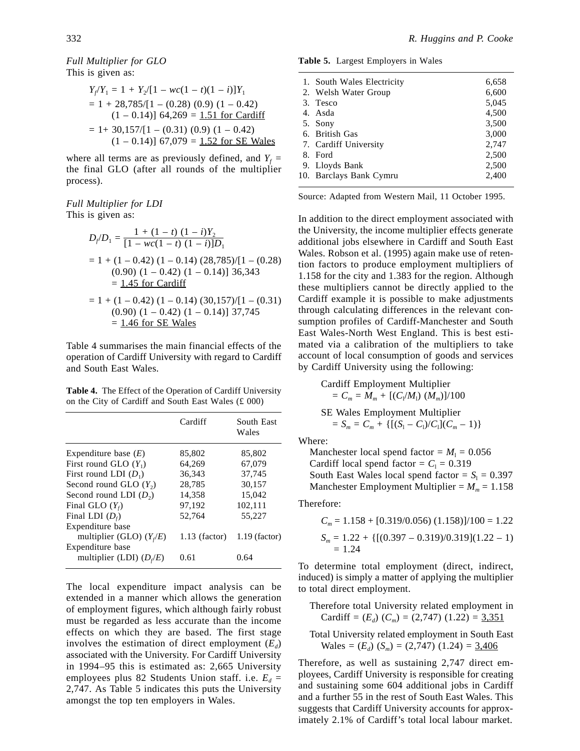*Full Multiplier for GLO*

This is given as:

$$Y_f/Y_1 = 1 + Y_2/[1 - wc(1-t)(1-i)]Y_1$$

$$= 1 + 28{,}785/[1 - (0.28)\,(0.9)\,(1 - 0.42)\,(1 - 0.14)]\,64{,}269 = \underline{1.51 \text{ for Cardiff}}$$

$$= 1 + 30{,}157/[1 - (0.31)\,(0.9)\,(1 - 0.42)\,(1 - 0.14)]\,67{,}079 = \underline{1.52 \text{ for SE Wales}}$$

where all terms are as previously defined, and $Y_f$ = the final GLO (after all rounds of the multiplier process).

*Full Multiplier for LDI*

This is given as:

$$D_f/D_1 = \frac{1 + (1-t)\,(1-i)Y_2}{[1 - wc(1-t)\,(1-i)]D_1}$$

$$= 1 + (1 - 0.42)\,(1 - 0.14)\,(28{,}785)/[1 - (0.28)\,(0.90)\,(1 - 0.42)\,(1 - 0.14)]\,36{,}343 = \underline{1.45 \text{ for Cardiff}}$$

$$= 1 + (1 - 0.42)\,(1 - 0.14)\,(30{,}157)/[1 - (0.31)\,(0.90)\,(1 - 0.42)\,(1 - 0.14)]\,37{,}745 = \underline{1.46 \text{ for SE Wales}}$$

Table 4 summarises the main financial effects of the operation of Cardiff University with regard to Cardiff and South East Wales.

**Table 4.** The Effect of the Operation of Cardiff University on the City of Cardiff and South East Wales (£ 000)

| | Cardiff | South East Wales |
|---|---|---|
| Expenditure base ($E$) | 85,802 | 85,802 |
| First round GLO ($Y_1$) | 64,269 | 67,079 |
| First round LDI ($D_1$) | 36,343 | 37,745 |
| Second round GLO ($Y_2$) | 28,785 | 30,157 |
| Second round LDI ($D_2$) | 14,358 | 15,042 |
| Final GLO ($Y_f$) | 97,192 | 102,111 |
| Final LDI ($D_f$) | 52,764 | 55,227 |
| Expenditure base multiplier (GLO) ($Y_f/E$) | 1.13 (factor) | 1.19 (factor) |
| Expenditure base multiplier (LDI) ($D_f/E$) | 0.61 | 0.64 |

The local expenditure impact analysis can be extended in a manner which allows the generation of employment figures, which although fairly robust must be regarded as less accurate than the income effects on which they are based. The first stage involves the estimation of direct employment ($E_d$) associated with the University. For Cardiff University in 1994–95 this is estimated as: 2,665 University employees plus 82 Students Union staff. i.e. $E_d$ = 2,747. As Table 5 indicates this puts the University amongst the top ten employers in Wales.

**Table 5.** Largest Employers in Wales

| | |
|---|---|
| 1. South Wales Electricity | 6,658 |
| 2. Welsh Water Group | 6,600 |
| 3. Tesco | 5,045 |
| 4. Asda | 4,500 |
| 5. Sony | 3,500 |
| 6. British Gas | 3,000 |
| 7. Cardiff University | 2,747 |
| 8. Ford | 2,500 |
| 9. Lloyds Bank | 2,500 |
| 10. Barclays Bank Cymru | 2,400 |

Source: Adapted from Western Mail, 11 October 1995.

In addition to the direct employment associated with the University, the income multiplier effects generate additional jobs elsewhere in Cardiff and South East Wales. Robson et al. (1995) again make use of retention factors to produce employment multipliers of 1.158 for the city and 1.383 for the region. Although these multipliers cannot be directly applied to the Cardiff example it is possible to make adjustments through calculating differences in the relevant consumption profiles of Cardiff-Manchester and South East Wales-North West England. This is best estimated via a calibration of the multipliers to take account of local consumption of goods and services by Cardiff University using the following:

Cardiff Employment Multiplier

$$= C_m = M_m + [(C_l/M_l)\,(M_m)]/100$$

SE Wales Employment Multiplier

$$= S_m = C_m + \{[(S_l - C_l)/C_l](C_m - 1)\}$$

Where:

Manchester local spend factor = $M_l$ = 0.056
Cardiff local spend factor = $C_l$ = 0.319
South East Wales local spend factor = $S_l$ = 0.397
Manchester Employment Multiplier = $M_m$ = 1.158

Therefore:

$$C_m = 1.158 + [0.319/0.056)\,(1.158)]/100 = 1.22$$

$$S_m = 1.22 + \{[(0.397 - 0.319)/0.319](1.22 - 1) = 1.24$$

To determine total employment (direct, indirect, induced) is simply a matter of applying the multiplier to total direct employment.

Therefore total University related employment in Cardiff = $(E_d)\,(C_m)$ = (2,747) (1.22) = <u>3,351</u>

Total University related employment in South East Wales = $(E_d)\,(S_m)$ = (2,747) (1.24) = <u>3,406</u>

Therefore, as well as sustaining 2,747 direct employees, Cardiff University is responsible for creating and sustaining some 604 additional jobs in Cardiff and a further 55 in the rest of South East Wales. This suggests that Cardiff University accounts for approximately 2.1% of Cardiff's total local labour market.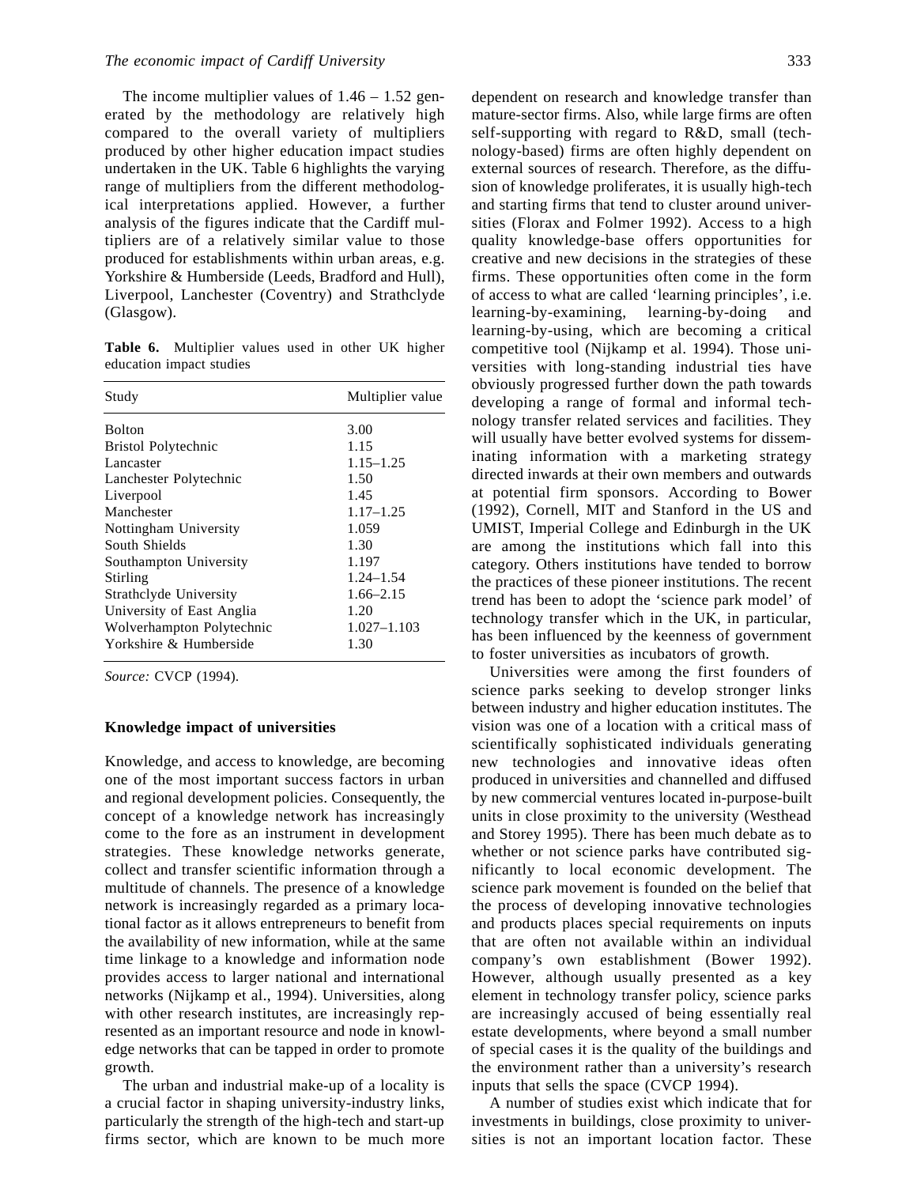The income multiplier values of 1.46 – 1.52 generated by the methodology are relatively high compared to the overall variety of multipliers produced by other higher education impact studies undertaken in the UK. Table 6 highlights the varying range of multipliers from the different methodological interpretations applied. However, a further analysis of the figures indicate that the Cardiff multipliers are of a relatively similar value to those produced for establishments within urban areas, e.g. Yorkshire & Humberside (Leeds, Bradford and Hull), Liverpool, Lanchester (Coventry) and Strathclyde (Glasgow).

**Table 6.** Multiplier values used in other UK higher education impact studies

| Study | Multiplier value |
|---|---|
| Bolton | 3.00 |
| Bristol Polytechnic | 1.15 |
| Lancaster | 1.15–1.25 |
| Lanchester Polytechnic | 1.50 |
| Liverpool | 1.45 |
| Manchester | 1.17–1.25 |
| Nottingham University | 1.059 |
| South Shields | 1.30 |
| Southampton University | 1.197 |
| Stirling | 1.24–1.54 |
| Strathclyde University | 1.66–2.15 |
| University of East Anglia | 1.20 |
| Wolverhampton Polytechnic | 1.027–1.103 |
| Yorkshire & Humberside | 1.30 |

*Source:* CVCP (1994).

### Knowledge impact of universities

Knowledge, and access to knowledge, are becoming one of the most important success factors in urban and regional development policies. Consequently, the concept of a knowledge network has increasingly come to the fore as an instrument in development strategies. These knowledge networks generate, collect and transfer scientific information through a multitude of channels. The presence of a knowledge network is increasingly regarded as a primary locational factor as it allows entrepreneurs to benefit from the availability of new information, while at the same time linkage to a knowledge and information node provides access to larger national and international networks (Nijkamp et al., 1994). Universities, along with other research institutes, are increasingly represented as an important resource and node in knowledge networks that can be tapped in order to promote growth.

The urban and industrial make-up of a locality is a crucial factor in shaping university-industry links, particularly the strength of the high-tech and start-up firms sector, which are known to be much more dependent on research and knowledge transfer than mature-sector firms. Also, while large firms are often self-supporting with regard to R&D, small (technology-based) firms are often highly dependent on external sources of research. Therefore, as the diffusion of knowledge proliferates, it is usually high-tech and starting firms that tend to cluster around universities (Florax and Folmer 1992). Access to a high quality knowledge-base offers opportunities for creative and new decisions in the strategies of these firms. These opportunities often come in the form of access to what are called 'learning principles', i.e. learning-by-examining, learning-by-doing and learning-by-using, which are becoming a critical competitive tool (Nijkamp et al. 1994). Those universities with long-standing industrial ties have obviously progressed further down the path towards developing a range of formal and informal technology transfer related services and facilities. They will usually have better evolved systems for disseminating information with a marketing strategy directed inwards at their own members and outwards at potential firm sponsors. According to Bower (1992), Cornell, MIT and Stanford in the US and UMIST, Imperial College and Edinburgh in the UK are among the institutions which fall into this category. Others institutions have tended to borrow the practices of these pioneer institutions. The recent trend has been to adopt the 'science park model' of technology transfer which in the UK, in particular, has been influenced by the keenness of government to foster universities as incubators of growth.

Universities were among the first founders of science parks seeking to develop stronger links between industry and higher education institutes. The vision was one of a location with a critical mass of scientifically sophisticated individuals generating new technologies and innovative ideas often produced in universities and channelled and diffused by new commercial ventures located in-purpose-built units in close proximity to the university (Westhead and Storey 1995). There has been much debate as to whether or not science parks have contributed significantly to local economic development. The science park movement is founded on the belief that the process of developing innovative technologies and products places special requirements on inputs that are often not available within an individual company's own establishment (Bower 1992). However, although usually presented as a key element in technology transfer policy, science parks are increasingly accused of being essentially real estate developments, where beyond a small number of special cases it is the quality of the buildings and the environment rather than a university's research inputs that sells the space (CVCP 1994).

A number of studies exist which indicate that for investments in buildings, close proximity to universities is not an important location factor. These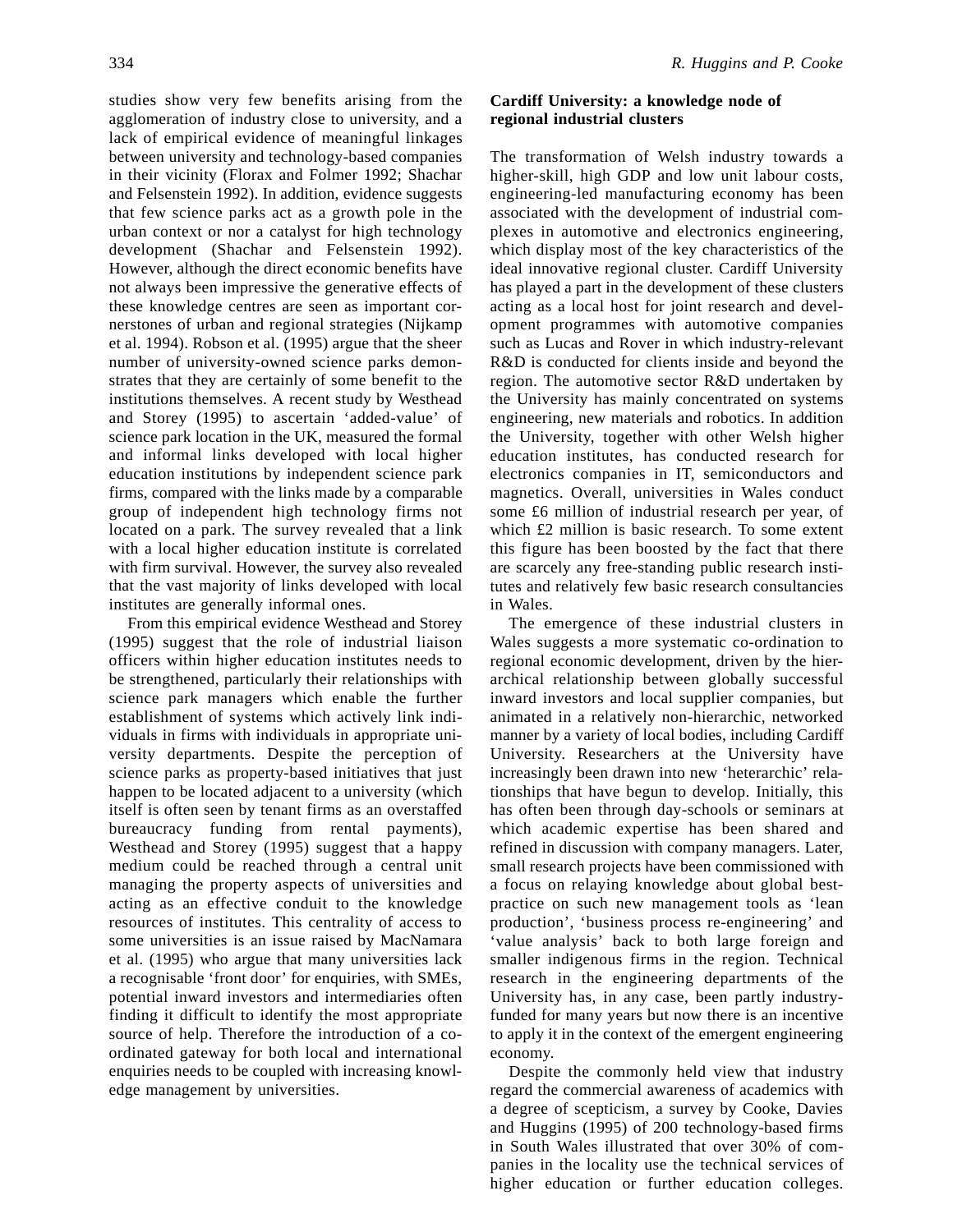studies show very few benefits arising from the agglomeration of industry close to university, and a lack of empirical evidence of meaningful linkages between university and technology-based companies in their vicinity (Florax and Folmer 1992; Shachar and Felsenstein 1992). In addition, evidence suggests that few science parks act as a growth pole in the urban context or nor a catalyst for high technology development (Shachar and Felsenstein 1992). However, although the direct economic benefits have not always been impressive the generative effects of these knowledge centres are seen as important cornerstones of urban and regional strategies (Nijkamp et al. 1994). Robson et al. (1995) argue that the sheer number of university-owned science parks demonstrates that they are certainly of some benefit to the institutions themselves. A recent study by Westhead and Storey (1995) to ascertain 'added-value' of science park location in the UK, measured the formal and informal links developed with local higher education institutions by independent science park firms, compared with the links made by a comparable group of independent high technology firms not located on a park. The survey revealed that a link with a local higher education institute is correlated with firm survival. However, the survey also revealed that the vast majority of links developed with local institutes are generally informal ones.

From this empirical evidence Westhead and Storey (1995) suggest that the role of industrial liaison officers within higher education institutes needs to be strengthened, particularly their relationships with science park managers which enable the further establishment of systems which actively link individuals in firms with individuals in appropriate university departments. Despite the perception of science parks as property-based initiatives that just happen to be located adjacent to a university (which itself is often seen by tenant firms as an overstaffed bureaucracy funding from rental payments), Westhead and Storey (1995) suggest that a happy medium could be reached through a central unit managing the property aspects of universities and acting as an effective conduit to the knowledge resources of institutes. This centrality of access to some universities is an issue raised by MacNamara et al. (1995) who argue that many universities lack a recognisable 'front door' for enquiries, with SMEs, potential inward investors and intermediaries often finding it difficult to identify the most appropriate source of help. Therefore the introduction of a co-ordinated gateway for both local and international enquiries needs to be coupled with increasing knowledge management by universities.

## Cardiff University: a knowledge node of regional industrial clusters

The transformation of Welsh industry towards a higher-skill, high GDP and low unit labour costs, engineering-led manufacturing economy has been associated with the development of industrial complexes in automotive and electronics engineering, which display most of the key characteristics of the ideal innovative regional cluster. Cardiff University has played a part in the development of these clusters acting as a local host for joint research and development programmes with automotive companies such as Lucas and Rover in which industry-relevant R&D is conducted for clients inside and beyond the region. The automotive sector R&D undertaken by the University has mainly concentrated on systems engineering, new materials and robotics. In addition the University, together with other Welsh higher education institutes, has conducted research for electronics companies in IT, semiconductors and magnetics. Overall, universities in Wales conduct some £6 million of industrial research per year, of which £2 million is basic research. To some extent this figure has been boosted by the fact that there are scarcely any free-standing public research institutes and relatively few basic research consultancies in Wales.

The emergence of these industrial clusters in Wales suggests a more systematic co-ordination to regional economic development, driven by the hierarchical relationship between globally successful inward investors and local supplier companies, but animated in a relatively non-hierarchic, networked manner by a variety of local bodies, including Cardiff University. Researchers at the University have increasingly been drawn into new 'heterarchic' relationships that have begun to develop. Initially, this has often been through day-schools or seminars at which academic expertise has been shared and refined in discussion with company managers. Later, small research projects have been commissioned with a focus on relaying knowledge about global best-practice on such new management tools as 'lean production', 'business process re-engineering' and 'value analysis' back to both large foreign and smaller indigenous firms in the region. Technical research in the engineering departments of the University has, in any case, been partly industry-funded for many years but now there is an incentive to apply it in the context of the emergent engineering economy.

Despite the commonly held view that industry regard the commercial awareness of academics with a degree of scepticism, a survey by Cooke, Davies and Huggins (1995) of 200 technology-based firms in South Wales illustrated that over 30% of companies in the locality use the technical services of higher education or further education colleges.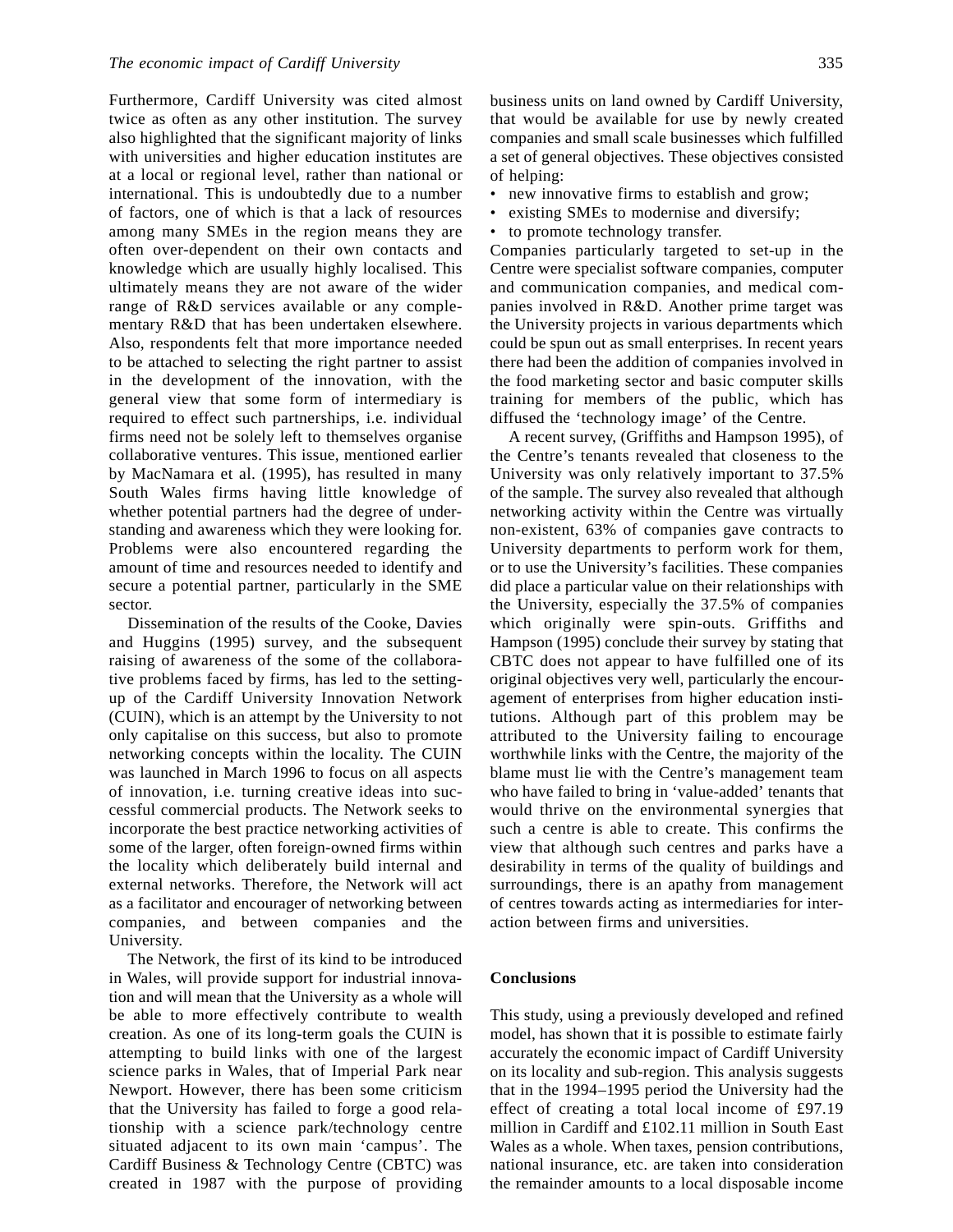Furthermore, Cardiff University was cited almost twice as often as any other institution. The survey also highlighted that the significant majority of links with universities and higher education institutes are at a local or regional level, rather than national or international. This is undoubtedly due to a number of factors, one of which is that a lack of resources among many SMEs in the region means they are often over-dependent on their own contacts and knowledge which are usually highly localised. This ultimately means they are not aware of the wider range of R&D services available or any complementary R&D that has been undertaken elsewhere. Also, respondents felt that more importance needed to be attached to selecting the right partner to assist in the development of the innovation, with the general view that some form of intermediary is required to effect such partnerships, i.e. individual firms need not be solely left to themselves organise collaborative ventures. This issue, mentioned earlier by MacNamara et al. (1995), has resulted in many South Wales firms having little knowledge of whether potential partners had the degree of understanding and awareness which they were looking for. Problems were also encountered regarding the amount of time and resources needed to identify and secure a potential partner, particularly in the SME sector.

Dissemination of the results of the Cooke, Davies and Huggins (1995) survey, and the subsequent raising of awareness of the some of the collaborative problems faced by firms, has led to the setting-up of the Cardiff University Innovation Network (CUIN), which is an attempt by the University to not only capitalise on this success, but also to promote networking concepts within the locality. The CUIN was launched in March 1996 to focus on all aspects of innovation, i.e. turning creative ideas into successful commercial products. The Network seeks to incorporate the best practice networking activities of some of the larger, often foreign-owned firms within the locality which deliberately build internal and external networks. Therefore, the Network will act as a facilitator and encourager of networking between companies, and between companies and the University.

The Network, the first of its kind to be introduced in Wales, will provide support for industrial innovation and will mean that the University as a whole will be able to more effectively contribute to wealth creation. As one of its long-term goals the CUIN is attempting to build links with one of the largest science parks in Wales, that of Imperial Park near Newport. However, there has been some criticism that the University has failed to forge a good relationship with a science park/technology centre situated adjacent to its own main 'campus'. The Cardiff Business & Technology Centre (CBTC) was created in 1987 with the purpose of providing business units on land owned by Cardiff University, that would be available for use by newly created companies and small scale businesses which fulfilled a set of general objectives. These objectives consisted of helping:

- new innovative firms to establish and grow;
- existing SMEs to modernise and diversify;
- to promote technology transfer.

Companies particularly targeted to set-up in the Centre were specialist software companies, computer and communication companies, and medical companies involved in R&D. Another prime target was the University projects in various departments which could be spun out as small enterprises. In recent years there had been the addition of companies involved in the food marketing sector and basic computer skills training for members of the public, which has diffused the 'technology image' of the Centre.

A recent survey, (Griffiths and Hampson 1995), of the Centre's tenants revealed that closeness to the University was only relatively important to 37.5% of the sample. The survey also revealed that although networking activity within the Centre was virtually non-existent, 63% of companies gave contracts to University departments to perform work for them, or to use the University's facilities. These companies did place a particular value on their relationships with the University, especially the 37.5% of companies which originally were spin-outs. Griffiths and Hampson (1995) conclude their survey by stating that CBTC does not appear to have fulfilled one of its original objectives very well, particularly the encouragement of enterprises from higher education institutions. Although part of this problem may be attributed to the University failing to encourage worthwhile links with the Centre, the majority of the blame must lie with the Centre's management team who have failed to bring in 'value-added' tenants that would thrive on the environmental synergies that such a centre is able to create. This confirms the view that although such centres and parks have a desirability in terms of the quality of buildings and surroundings, there is an apathy from management of centres towards acting as intermediaries for interaction between firms and universities.

## Conclusions

This study, using a previously developed and refined model, has shown that it is possible to estimate fairly accurately the economic impact of Cardiff University on its locality and sub-region. This analysis suggests that in the 1994–1995 period the University had the effect of creating a total local income of £97.19 million in Cardiff and £102.11 million in South East Wales as a whole. When taxes, pension contributions, national insurance, etc. are taken into consideration the remainder amounts to a local disposable income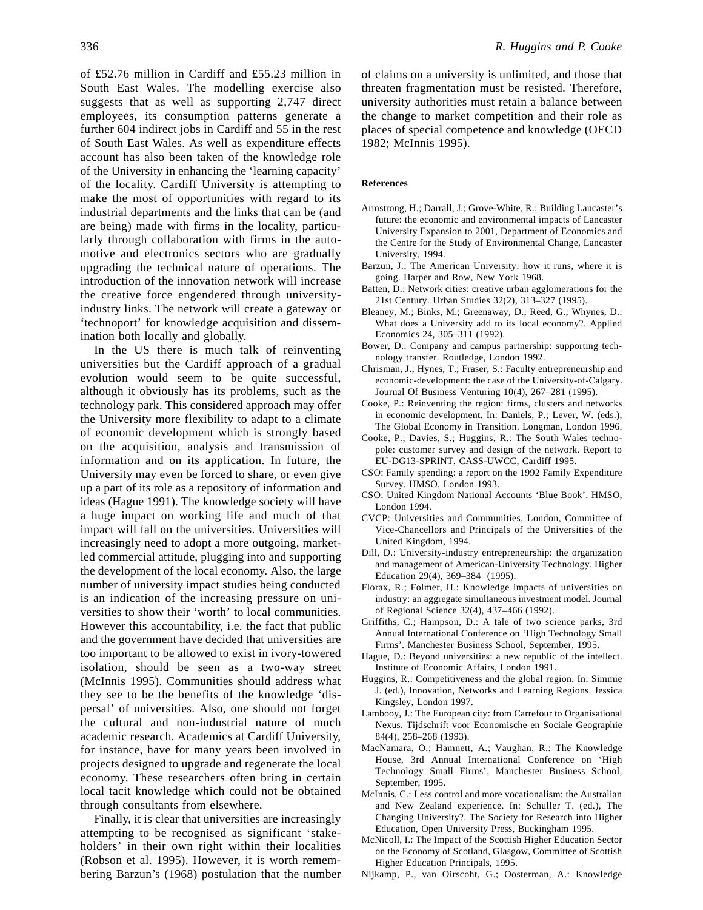of £52.76 million in Cardiff and £55.23 million in South East Wales. The modelling exercise also suggests that as well as supporting 2,747 direct employees, its consumption patterns generate a further 604 indirect jobs in Cardiff and 55 in the rest of South East Wales. As well as expenditure effects account has also been taken of the knowledge role of the University in enhancing the 'learning capacity' of the locality. Cardiff University is attempting to make the most of opportunities with regard to its industrial departments and the links that can be (and are being) made with firms in the locality, particularly through collaboration with firms in the automotive and electronics sectors who are gradually upgrading the technical nature of operations. The introduction of the innovation network will increase the creative force engendered through university-industry links. The network will create a gateway or 'technoport' for knowledge acquisition and dissemination both locally and globally.

In the US there is much talk of reinventing universities but the Cardiff approach of a gradual evolution would seem to be quite successful, although it obviously has its problems, such as the technology park. This considered approach may offer the University more flexibility to adapt to a climate of economic development which is strongly based on the acquisition, analysis and transmission of information and on its application. In future, the University may even be forced to share, or even give up a part of its role as a repository of information and ideas (Hague 1991). The knowledge society will have a huge impact on working life and much of that impact will fall on the universities. Universities will increasingly need to adopt a more outgoing, market-led commercial attitude, plugging into and supporting the development of the local economy. Also, the large number of university impact studies being conducted is an indication of the increasing pressure on universities to show their 'worth' to local communities. However this accountability, i.e. the fact that public and the government have decided that universities are too important to be allowed to exist in ivory-towered isolation, should be seen as a two-way street (McInnis 1995). Communities should address what they see to be the benefits of the knowledge 'dispersal' of universities. Also, one should not forget the cultural and non-industrial nature of much academic research. Academics at Cardiff University, for instance, have for many years been involved in projects designed to upgrade and regenerate the local economy. These researchers often bring in certain local tacit knowledge which could not be obtained through consultants from elsewhere.

Finally, it is clear that universities are increasingly attempting to be recognised as significant 'stakeholders' in their own right within their localities (Robson et al. 1995). However, it is worth remembering Barzun's (1968) postulation that the number of claims on a university is unlimited, and those that threaten fragmentation must be resisted. Therefore, university authorities must retain a balance between the change to market competition and their role as places of special competence and knowledge (OECD 1982; McInnis 1995).

**References**

Armstrong, H.; Darrall, J.; Grove-White, R.: Building Lancaster's future: the economic and environmental impacts of Lancaster University Expansion to 2001, Department of Economics and the Centre for the Study of Environmental Change, Lancaster University, 1994.

Barzun, J.: The American University: how it runs, where it is going. Harper and Row, New York 1968.

Batten, D.: Network cities: creative urban agglomerations for the 21st Century. Urban Studies 32(2), 313–327 (1995).

Bleaney, M.; Binks, M.; Greenaway, D.; Reed, G.; Whynes, D.: What does a University add to its local economy?. Applied Economics 24, 305–311 (1992).

Bower, D.: Company and campus partnership: supporting technology transfer. Routledge, London 1992.

Chrisman, J.; Hynes, T.; Fraser, S.: Faculty entrepreneurship and economic-development: the case of the University-of-Calgary. Journal Of Business Venturing 10(4), 267–281 (1995).

Cooke, P.: Reinventing the region: firms, clusters and networks in economic development. In: Daniels, P.; Lever, W. (eds.), The Global Economy in Transition. Longman, London 1996.

Cooke, P.; Davies, S.; Huggins, R.: The South Wales technopole: customer survey and design of the network. Report to EU-DG13-SPRINT, CASS-UWCC, Cardiff 1995.

CSO: Family spending: a report on the 1992 Family Expenditure Survey. HMSO, London 1993.

CSO: United Kingdom National Accounts 'Blue Book'. HMSO, London 1994.

CVCP: Universities and Communities, London, Committee of Vice-Chancellors and Principals of the Universities of the United Kingdom, 1994.

Dill, D.: University-industry entrepreneurship: the organization and management of American-University Technology. Higher Education 29(4), 369–384 (1995).

Florax, R.; Folmer, H.: Knowledge impacts of universities on industry: an aggregate simultaneous investment model. Journal of Regional Science 32(4), 437–466 (1992).

Griffiths, C.; Hampson, D.: A tale of two science parks, 3rd Annual International Conference on 'High Technology Small Firms'. Manchester Business School, September, 1995.

Hague, D.: Beyond universities: a new republic of the intellect. Institute of Economic Affairs, London 1991.

Huggins, R.: Competitiveness and the global region. In: Simmie J. (ed.), Innovation, Networks and Learning Regions. Jessica Kingsley, London 1997.

Lambooy, J.: The European city: from Carrefour to Organisational Nexus. Tijdschrift voor Economische en Sociale Geographie 84(4), 258–268 (1993).

MacNamara, O.; Hamnett, A.; Vaughan, R.: The Knowledge House, 3rd Annual International Conference on 'High Technology Small Firms', Manchester Business School, September, 1995.

McInnis, C.: Less control and more vocationalism: the Australian and New Zealand experience. In: Schuller T. (ed.), The Changing University?. The Society for Research into Higher Education, Open University Press, Buckingham 1995.

McNicoll, I.: The Impact of the Scottish Higher Education Sector on the Economy of Scotland, Glasgow, Committee of Scottish Higher Education Principals, 1995.

Nijkamp, P., van Oirscoht, G.; Oosterman, A.: Knowledge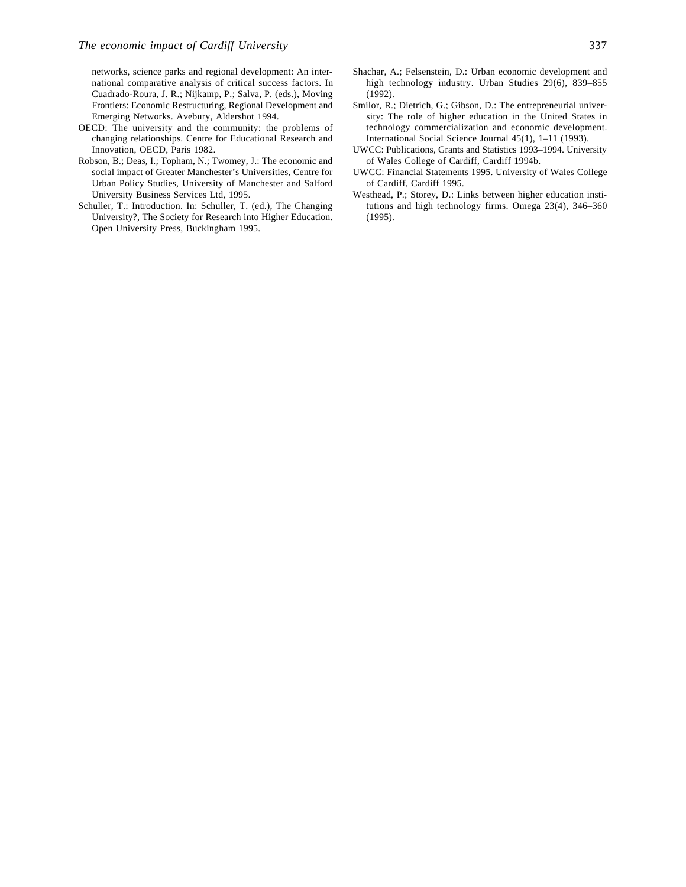networks, science parks and regional development: An international comparative analysis of critical success factors. In Cuadrado-Roura, J. R.; Nijkamp, P.; Salva, P. (eds.), Moving Frontiers: Economic Restructuring, Regional Development and Emerging Networks. Avebury, Aldershot 1994.

OECD: The university and the community: the problems of changing relationships. Centre for Educational Research and Innovation, OECD, Paris 1982.

Robson, B.; Deas, I.; Topham, N.; Twomey, J.: The economic and social impact of Greater Manchester's Universities, Centre for Urban Policy Studies, University of Manchester and Salford University Business Services Ltd, 1995.

Schuller, T.: Introduction. In: Schuller, T. (ed.), The Changing University?, The Society for Research into Higher Education. Open University Press, Buckingham 1995.

Shachar, A.; Felsenstein, D.: Urban economic development and high technology industry. Urban Studies 29(6), 839–855 (1992).

Smilor, R.; Dietrich, G.; Gibson, D.: The entrepreneurial university: The role of higher education in the United States in technology commercialization and economic development. International Social Science Journal 45(1), 1–11 (1993).

UWCC: Publications, Grants and Statistics 1993–1994. University of Wales College of Cardiff, Cardiff 1994b.

UWCC: Financial Statements 1995. University of Wales College of Cardiff, Cardiff 1995.

Westhead, P.; Storey, D.: Links between higher education institutions and high technology firms. Omega 23(4), 346–360 (1995).